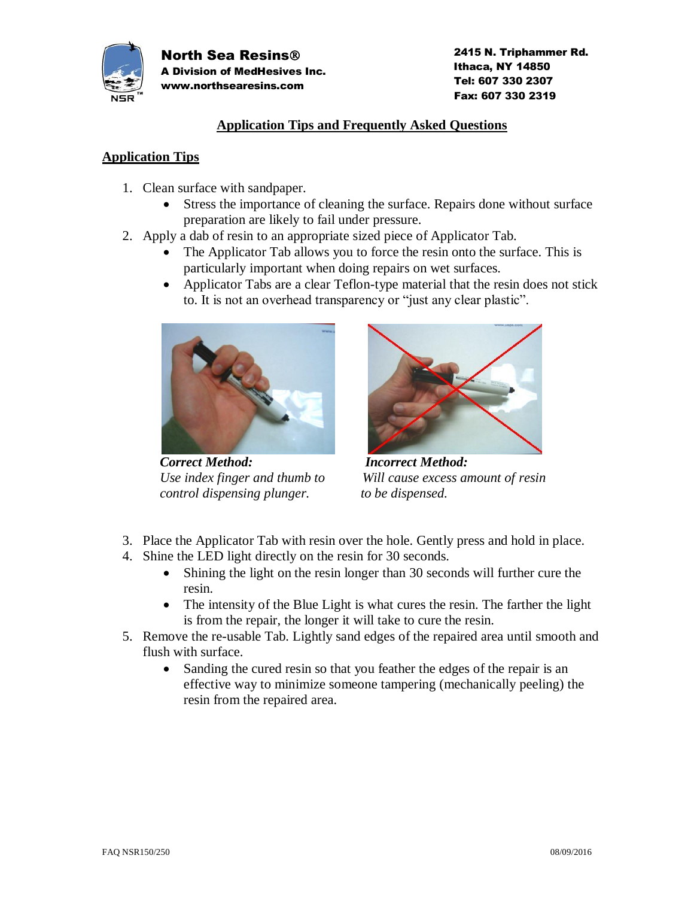**North Sea Resins®**
**A Division of MedHesives Inc.**
**www.northsearesins.com**

**2415 N. Triphammer Rd.**
**Ithaca, NY 14850**
**Tel: 607 330 2307**
**Fax: 607 330 2319**

# Application Tips and Frequently Asked Questions

## Application Tips

1. Clean surface with sandpaper.
   - Stress the importance of cleaning the surface. Repairs done without surface preparation are likely to fail under pressure.
2. Apply a dab of resin to an appropriate sized piece of Applicator Tab.
   - The Applicator Tab allows you to force the resin onto the surface. This is particularly important when doing repairs on wet surfaces.
   - Applicator Tabs are a clear Teflon-type material that the resin does not stick to. It is not an overhead transparency or "just any clear plastic".

***Correct Method:***
*Use index finger and thumb to control dispensing plunger.*

***Incorrect Method:***
*Will cause excess amount of resin to be dispensed.*

3. Place the Applicator Tab with resin over the hole. Gently press and hold in place.
4. Shine the LED light directly on the resin for 30 seconds.
   - Shining the light on the resin longer than 30 seconds will further cure the resin.
   - The intensity of the Blue Light is what cures the resin. The farther the light is from the repair, the longer it will take to cure the resin.
5. Remove the re-usable Tab. Lightly sand edges of the repaired area until smooth and flush with surface.
   - Sanding the cured resin so that you feather the edges of the repair is an effective way to minimize someone tampering (mechanically peeling) the resin from the repaired area.

FAQ NSR150/250 08/09/2016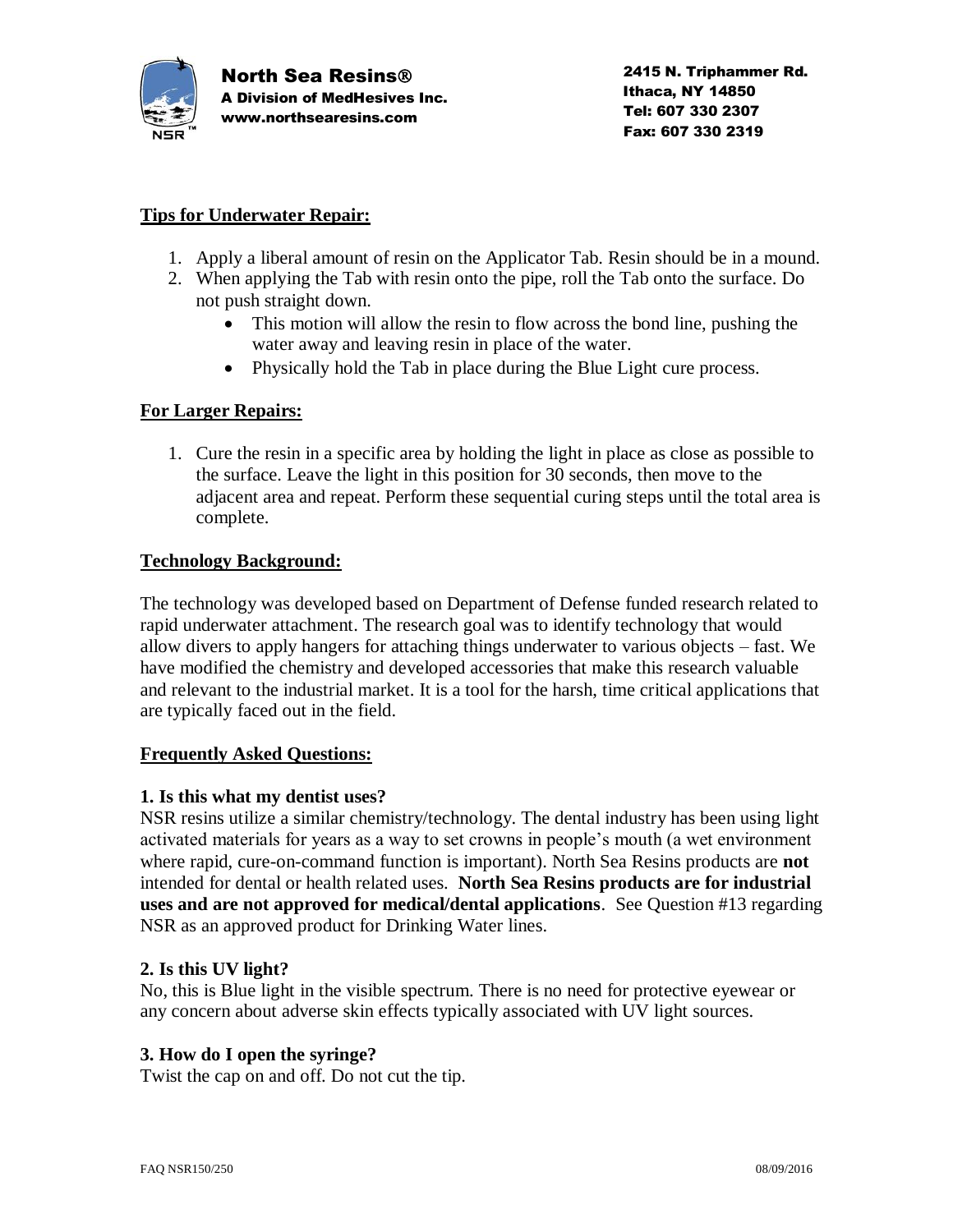**North Sea Resins®**
**A Division of MedHesives Inc.**
**www.northsearesins.com**

**2415 N. Triphammer Rd.**
**Ithaca, NY 14850**
**Tel: 607 330 2307**
**Fax: 607 330 2319**

## Tips for Underwater Repair:

1. Apply a liberal amount of resin on the Applicator Tab. Resin should be in a mound.
2. When applying the Tab with resin onto the pipe, roll the Tab onto the surface. Do not push straight down.
    - This motion will allow the resin to flow across the bond line, pushing the water away and leaving resin in place of the water.
    - Physically hold the Tab in place during the Blue Light cure process.

## For Larger Repairs:

1. Cure the resin in a specific area by holding the light in place as close as possible to the surface. Leave the light in this position for 30 seconds, then move to the adjacent area and repeat. Perform these sequential curing steps until the total area is complete.

## Technology Background:

The technology was developed based on Department of Defense funded research related to rapid underwater attachment. The research goal was to identify technology that would allow divers to apply hangers for attaching things underwater to various objects – fast. We have modified the chemistry and developed accessories that make this research valuable and relevant to the industrial market. It is a tool for the harsh, time critical applications that are typically faced out in the field.

## Frequently Asked Questions:

### 1. Is this what my dentist uses?

NSR resins utilize a similar chemistry/technology. The dental industry has been using light activated materials for years as a way to set crowns in people's mouth (a wet environment where rapid, cure-on-command function is important). North Sea Resins products are **not** intended for dental or health related uses. **North Sea Resins products are for industrial uses and are not approved for medical/dental applications**. See Question #13 regarding NSR as an approved product for Drinking Water lines.

### 2. Is this UV light?

No, this is Blue light in the visible spectrum. There is no need for protective eyewear or any concern about adverse skin effects typically associated with UV light sources.

### 3. How do I open the syringe?

Twist the cap on and off. Do not cut the tip.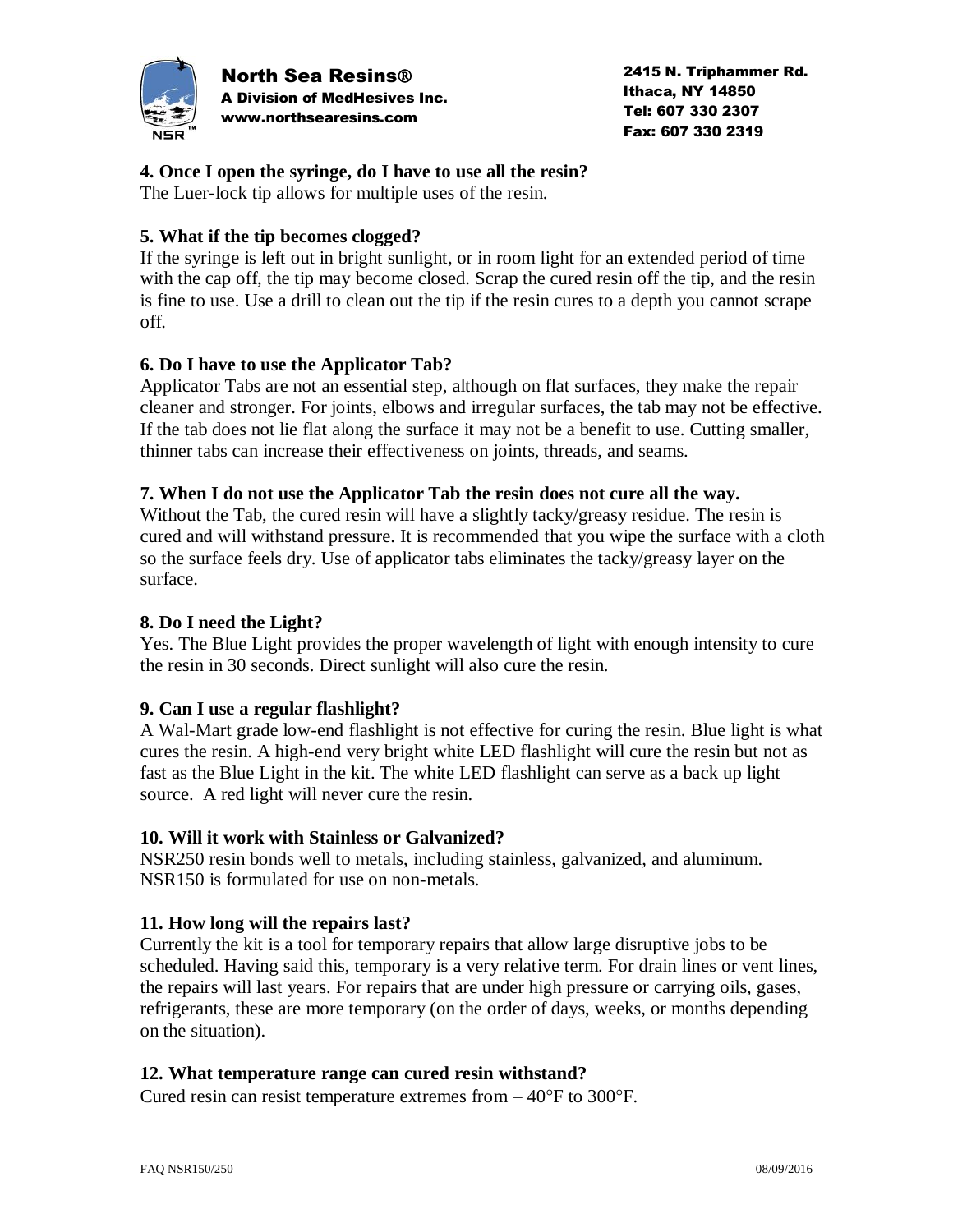**4. Once I open the syringe, do I have to use all the resin?**
The Luer-lock tip allows for multiple uses of the resin.

**5. What if the tip becomes clogged?**
If the syringe is left out in bright sunlight, or in room light for an extended period of time with the cap off, the tip may become closed. Scrap the cured resin off the tip, and the resin is fine to use. Use a drill to clean out the tip if the resin cures to a depth you cannot scrape off.

**6. Do I have to use the Applicator Tab?**
Applicator Tabs are not an essential step, although on flat surfaces, they make the repair cleaner and stronger. For joints, elbows and irregular surfaces, the tab may not be effective. If the tab does not lie flat along the surface it may not be a benefit to use. Cutting smaller, thinner tabs can increase their effectiveness on joints, threads, and seams.

**7. When I do not use the Applicator Tab the resin does not cure all the way.**
Without the Tab, the cured resin will have a slightly tacky/greasy residue. The resin is cured and will withstand pressure. It is recommended that you wipe the surface with a cloth so the surface feels dry. Use of applicator tabs eliminates the tacky/greasy layer on the surface.

**8. Do I need the Light?**
Yes. The Blue Light provides the proper wavelength of light with enough intensity to cure the resin in 30 seconds. Direct sunlight will also cure the resin.

**9. Can I use a regular flashlight?**
A Wal-Mart grade low-end flashlight is not effective for curing the resin. Blue light is what cures the resin. A high-end very bright white LED flashlight will cure the resin but not as fast as the Blue Light in the kit. The white LED flashlight can serve as a back up light source. A red light will never cure the resin.

**10. Will it work with Stainless or Galvanized?**
NSR250 resin bonds well to metals, including stainless, galvanized, and aluminum. NSR150 is formulated for use on non-metals.

**11. How long will the repairs last?**
Currently the kit is a tool for temporary repairs that allow large disruptive jobs to be scheduled. Having said this, temporary is a very relative term. For drain lines or vent lines, the repairs will last years. For repairs that are under high pressure or carrying oils, gases, refrigerants, these are more temporary (on the order of days, weeks, or months depending on the situation).

**12. What temperature range can cured resin withstand?**
Cured resin can resist temperature extremes from – 40°F to 300°F.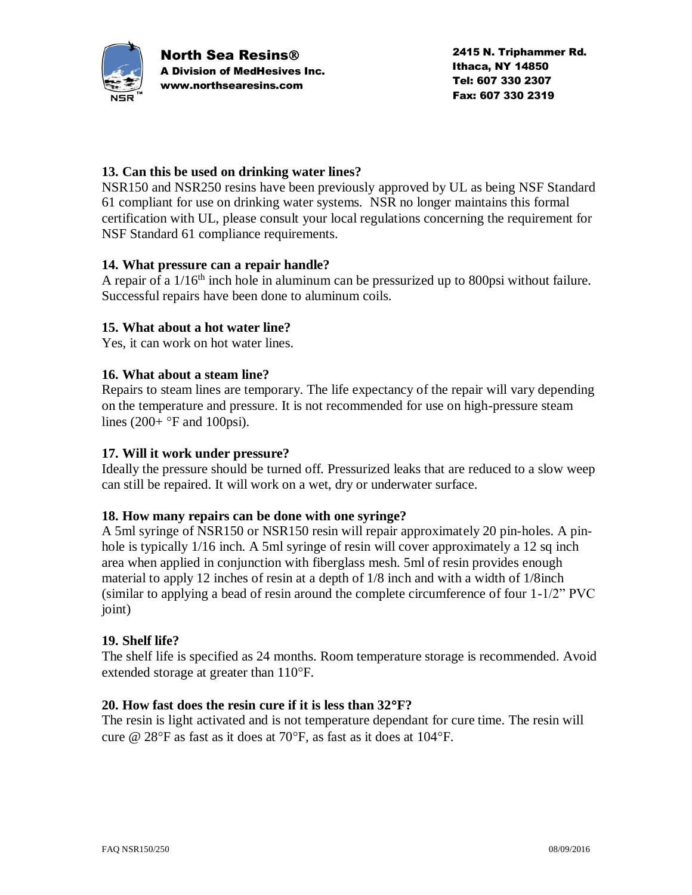**North Sea Resins®**
**A Division of MedHesives Inc.**
**www.northsearesins.com**

**2415 N. Triphammer Rd.**
**Ithaca, NY 14850**
**Tel: 607 330 2307**
**Fax: 607 330 2319**

### 13. Can this be used on drinking water lines?

NSR150 and NSR250 resins have been previously approved by UL as being NSF Standard 61 compliant for use on drinking water systems. NSR no longer maintains this formal certification with UL, please consult your local regulations concerning the requirement for NSF Standard 61 compliance requirements.

### 14. What pressure can a repair handle?

A repair of a 1/16th inch hole in aluminum can be pressurized up to 800psi without failure. Successful repairs have been done to aluminum coils.

### 15. What about a hot water line?

Yes, it can work on hot water lines.

### 16. What about a steam line?

Repairs to steam lines are temporary. The life expectancy of the repair will vary depending on the temperature and pressure. It is not recommended for use on high-pressure steam lines (200+ °F and 100psi).

### 17. Will it work under pressure?

Ideally the pressure should be turned off. Pressurized leaks that are reduced to a slow weep can still be repaired. It will work on a wet, dry or underwater surface.

### 18. How many repairs can be done with one syringe?

A 5ml syringe of NSR150 or NSR150 resin will repair approximately 20 pin-holes. A pin-hole is typically 1/16 inch. A 5ml syringe of resin will cover approximately a 12 sq inch area when applied in conjunction with fiberglass mesh. 5ml of resin provides enough material to apply 12 inches of resin at a depth of 1/8 inch and with a width of 1/8inch (similar to applying a bead of resin around the complete circumference of four 1-1/2" PVC joint)

### 19. Shelf life?

The shelf life is specified as 24 months. Room temperature storage is recommended. Avoid extended storage at greater than 110°F.

### 20. How fast does the resin cure if it is less than 32°F?

The resin is light activated and is not temperature dependant for cure time. The resin will cure @ 28°F as fast as it does at 70°F, as fast as it does at 104°F.